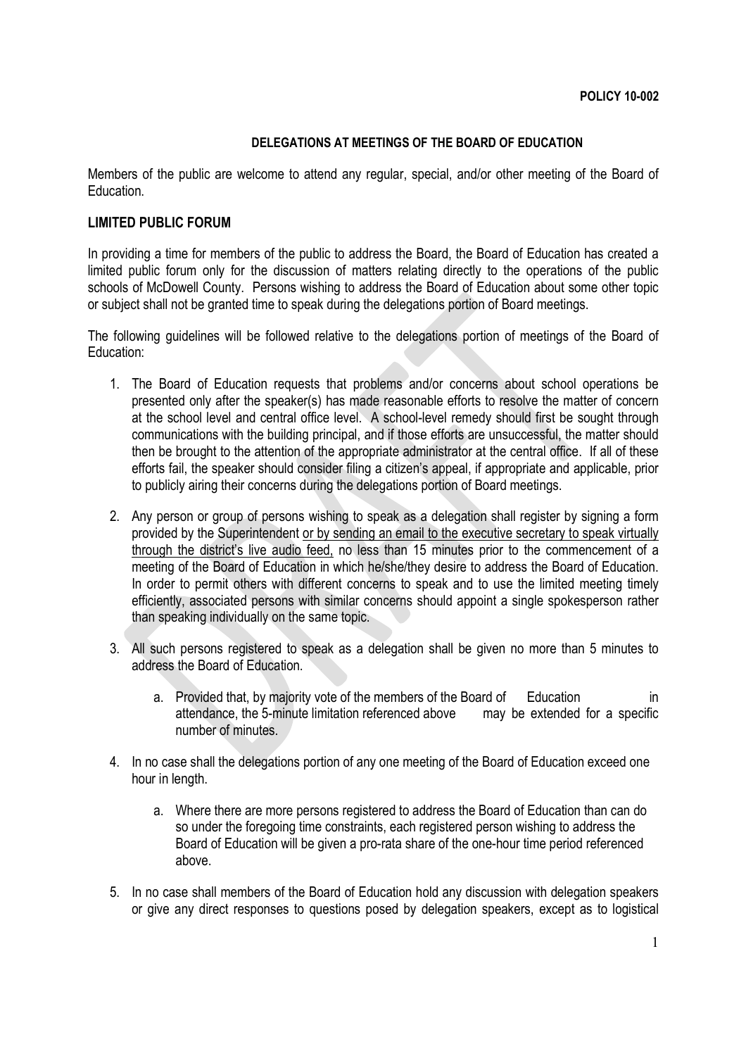**POLICY 10-002**

**DELEGATIONS AT MEETINGS OF THE BOARD OF EDUCATION**

Members of the public are welcome to attend any regular, special, and/or other meeting of the Board of Education.

**LIMITED PUBLIC FORUM**

In providing a time for members of the public to address the Board, the Board of Education has created a limited public forum only for the discussion of matters relating directly to the operations of the public schools of McDowell County. Persons wishing to address the Board of Education about some other topic or subject shall not be granted time to speak during the delegations portion of Board meetings.

The following guidelines will be followed relative to the delegations portion of meetings of the Board of Education:

1. The Board of Education requests that problems and/or concerns about school operations be presented only after the speaker(s) has made reasonable efforts to resolve the matter of concern at the school level and central office level. A school-level remedy should first be sought through communications with the building principal, and if those efforts are unsuccessful, the matter should then be brought to the attention of the appropriate administrator at the central office. If all of these efforts fail, the speaker should consider filing a citizen's appeal, if appropriate and applicable, prior to publicly airing their concerns during the delegations portion of Board meetings.

2. Any person or group of persons wishing to speak as a delegation shall register by signing a form provided by the Superintendent <u>or by sending an email to the executive secretary to speak virtually through the district's live audio feed,</u> no less than 15 minutes prior to the commencement of a meeting of the Board of Education in which he/she/they desire to address the Board of Education. In order to permit others with different concerns to speak and to use the limited meeting timely efficiently, associated persons with similar concerns should appoint a single spokesperson rather than speaking individually on the same topic.

3. All such persons registered to speak as a delegation shall be given no more than 5 minutes to address the Board of Education.

   a. Provided that, by majority vote of the members of the Board of Education in attendance, the 5-minute limitation referenced above may be extended for a specific number of minutes.

4. In no case shall the delegations portion of any one meeting of the Board of Education exceed one hour in length.

   a. Where there are more persons registered to address the Board of Education than can do so under the foregoing time constraints, each registered person wishing to address the Board of Education will be given a pro-rata share of the one-hour time period referenced above.

5. In no case shall members of the Board of Education hold any discussion with delegation speakers or give any direct responses to questions posed by delegation speakers, except as to logistical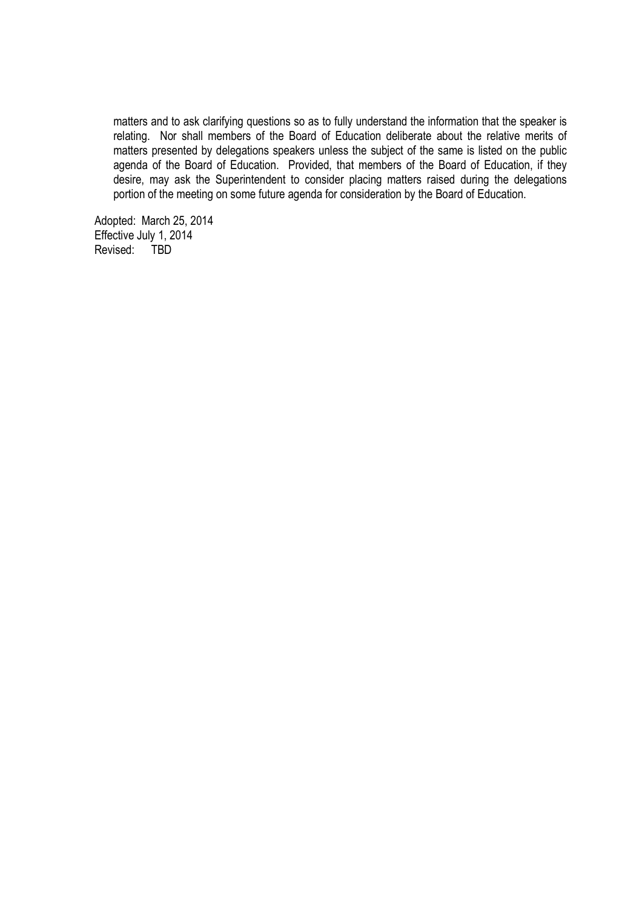matters and to ask clarifying questions so as to fully understand the information that the speaker is relating. Nor shall members of the Board of Education deliberate about the relative merits of matters presented by delegations speakers unless the subject of the same is listed on the public agenda of the Board of Education. Provided, that members of the Board of Education, if they desire, may ask the Superintendent to consider placing matters raised during the delegations portion of the meeting on some future agenda for consideration by the Board of Education.

Adopted: March 25, 2014
Effective July 1, 2014
Revised: TBD